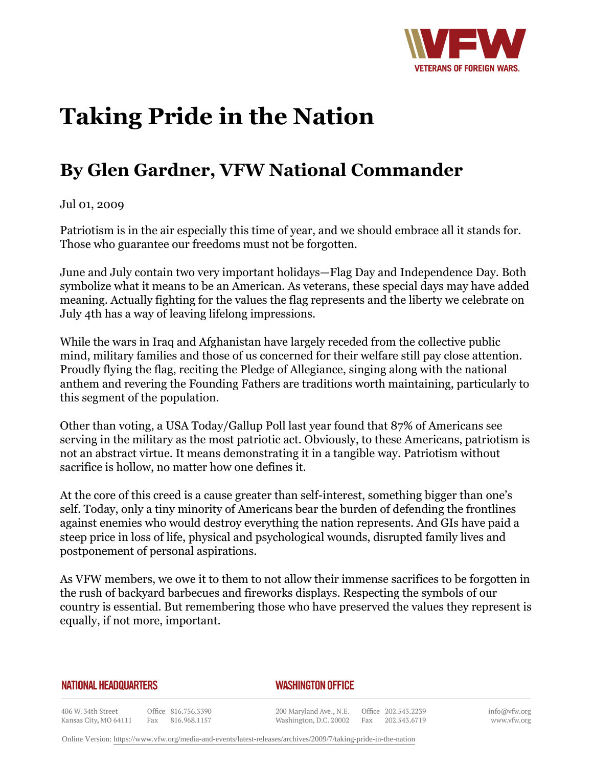# Taking Pride in the Nation

## By Glen Gardner, VFW National Commander

Jul 01, 2009

Patriotism is in the air especially this time of year, and we should embrace all it stands for. Those who guarantee our freedoms must not be forgotten.

June and July contain two very important holidays—Flag Day and Independence Day. Both symbolize what it means to be an American. As veterans, these special days may have added meaning. Actually fighting for the values the flag represents and the liberty we celebrate on July 4th has a way of leaving lifelong impressions.

While the wars in Iraq and Afghanistan have largely receded from the collective public mind, military families and those of us concerned for their welfare still pay close attention. Proudly flying the flag, reciting the Pledge of Allegiance, singing along with the national anthem and revering the Founding Fathers are traditions worth maintaining, particularly to this segment of the population.

Other than voting, a USA Today/Gallup Poll last year found that 87% of Americans see serving in the military as the most patriotic act. Obviously, to these Americans, patriotism is not an abstract virtue. It means demonstrating it in a tangible way. Patriotism without sacrifice is hollow, no matter how one defines it.

At the core of this creed is a cause greater than self-interest, something bigger than one's self. Today, only a tiny minority of Americans bear the burden of defending the frontlines against enemies who would destroy everything the nation represents. And GIs have paid a steep price in loss of life, physical and psychological wounds, disrupted family lives and postponement of personal aspirations.

As VFW members, we owe it to them to not allow their immense sacrifices to be forgotten in the rush of backyard barbecues and fireworks displays. Respecting the symbols of our country is essential. But remembering those who have preserved the values they represent is equally, if not more, important.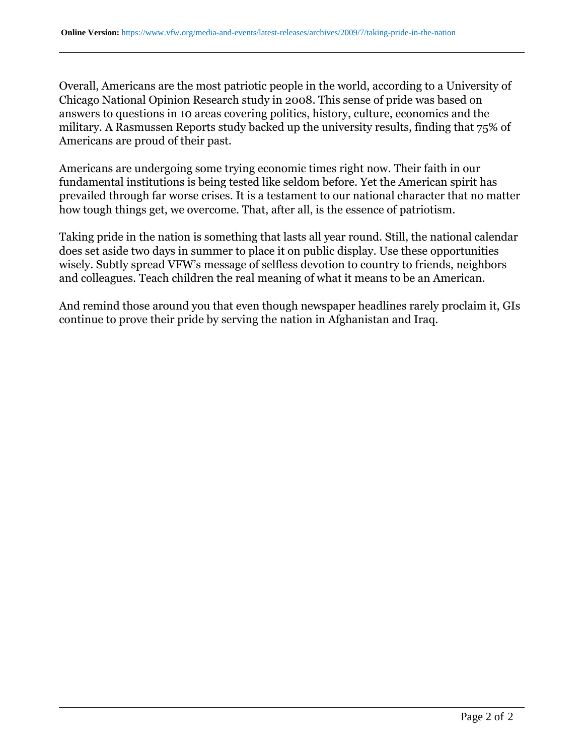Overall, Americans are the most patriotic people in the world, according to a University of Chicago National Opinion Research study in 2008. This sense of pride was based on answers to questions in 10 areas covering politics, history, culture, economics and the military. A Rasmussen Reports study backed up the university results, finding that 75% of Americans are proud of their past.

Americans are undergoing some trying economic times right now. Their faith in our fundamental institutions is being tested like seldom before. Yet the American spirit has prevailed through far worse crises. It is a testament to our national character that no matter how tough things get, we overcome. That, after all, is the essence of patriotism.

Taking pride in the nation is something that lasts all year round. Still, the national calendar does set aside two days in summer to place it on public display. Use these opportunities wisely. Subtly spread VFW's message of selfless devotion to country to friends, neighbors and colleagues. Teach children the real meaning of what it means to be an American.

And remind those around you that even though newspaper headlines rarely proclaim it, GIs continue to prove their pride by serving the nation in Afghanistan and Iraq.